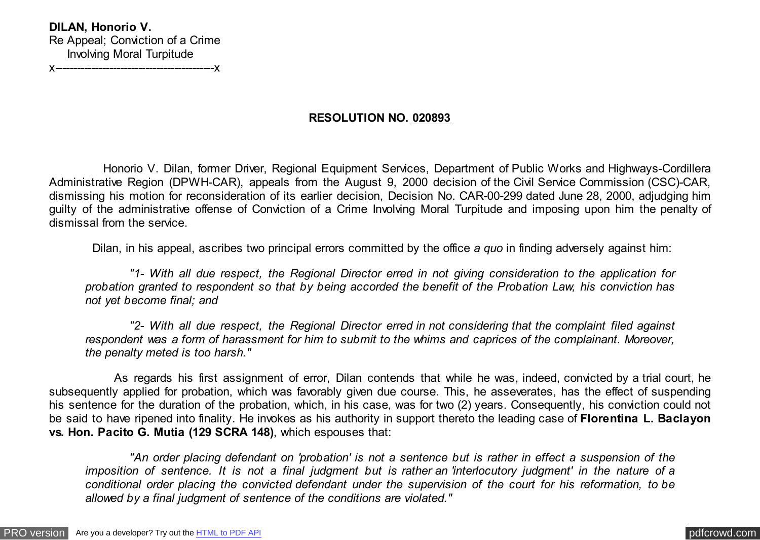**DILAN, Honorio V.**
Re Appeal; Conviction of a Crime
Involving Moral Turpitude
x-------------------------------------------x

**RESOLUTION NO. 020893**

Honorio V. Dilan, former Driver, Regional Equipment Services, Department of Public Works and Highways-Cordillera Administrative Region (DPWH-CAR), appeals from the August 9, 2000 decision of the Civil Service Commission (CSC)-CAR, dismissing his motion for reconsideration of its earlier decision, Decision No. CAR-00-299 dated June 28, 2000, adjudging him guilty of the administrative offense of Conviction of a Crime Involving Moral Turpitude and imposing upon him the penalty of dismissal from the service.

Dilan, in his appeal, ascribes two principal errors committed by the office *a quo* in finding adversely against him:

> *"1- With all due respect, the Regional Director erred in not giving consideration to the application for probation granted to respondent so that by being accorded the benefit of the Probation Law, his conviction has not yet become final; and*
>
> *"2- With all due respect, the Regional Director erred in not considering that the complaint filed against respondent was a form of harassment for him to submit to the whims and caprices of the complainant. Moreover, the penalty meted is too harsh."*

As regards his first assignment of error, Dilan contends that while he was, indeed, convicted by a trial court, he subsequently applied for probation, which was favorably given due course. This, he asseverates, has the effect of suspending his sentence for the duration of the probation, which, in his case, was for two (2) years. Consequently, his conviction could not be said to have ripened into finality. He invokes as his authority in support thereto the leading case of **Florentina L. Baclayon vs. Hon. Pacito G. Mutia (129 SCRA 148)**, which espouses that:

> *"An order placing defendant on 'probation' is not a sentence but is rather in effect a suspension of the imposition of sentence. It is not a final judgment but is rather an 'interlocutory judgment' in the nature of a conditional order placing the convicted defendant under the supervision of the court for his reformation, to be allowed by a final judgment of sentence of the conditions are violated."*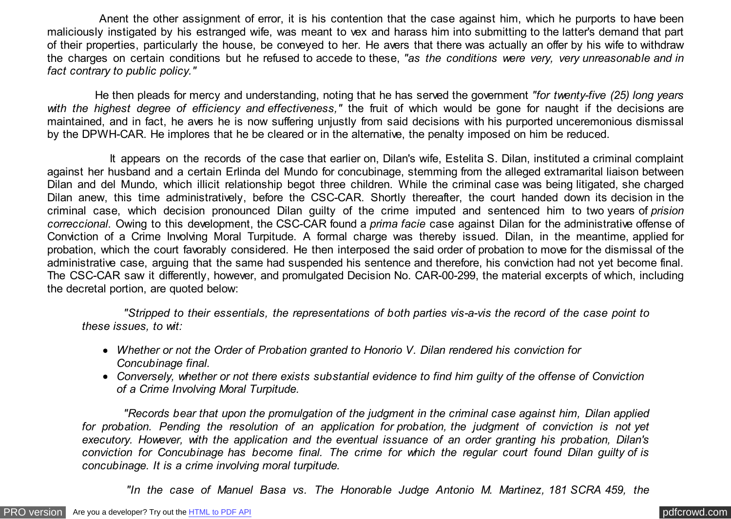Anent the other assignment of error, it is his contention that the case against him, which he purports to have been maliciously instigated by his estranged wife, was meant to vex and harass him into submitting to the latter's demand that part of their properties, particularly the house, be conveyed to her. He avers that there was actually an offer by his wife to withdraw the charges on certain conditions but he refused to accede to these, *"as the conditions were very, very unreasonable and in fact contrary to public policy."*

He then pleads for mercy and understanding, noting that he has served the government *"for twenty-five (25) long years with the highest degree of efficiency and effectiveness,"* the fruit of which would be gone for naught if the decisions are maintained, and in fact, he avers he is now suffering unjustly from said decisions with his purported unceremonious dismissal by the DPWH-CAR. He implores that he be cleared or in the alternative, the penalty imposed on him be reduced.

It appears on the records of the case that earlier on, Dilan's wife, Estelita S. Dilan, instituted a criminal complaint against her husband and a certain Erlinda del Mundo for concubinage, stemming from the alleged extramarital liaison between Dilan and del Mundo, which illicit relationship begot three children. While the criminal case was being litigated, she charged Dilan anew, this time administratively, before the CSC-CAR. Shortly thereafter, the court handed down its decision in the criminal case, which decision pronounced Dilan guilty of the crime imputed and sentenced him to two years of *prision correccional*. Owing to this development, the CSC-CAR found a *prima facie* case against Dilan for the administrative offense of Conviction of a Crime Involving Moral Turpitude. A formal charge was thereby issued. Dilan, in the meantime, applied for probation, which the court favorably considered. He then interposed the said order of probation to move for the dismissal of the administrative case, arguing that the same had suspended his sentence and therefore, his conviction had not yet become final. The CSC-CAR saw it differently, however, and promulgated Decision No. CAR-00-299, the material excerpts of which, including the decretal portion, are quoted below:

> *"Stripped to their essentials, the representations of both parties vis-a-vis the record of the case point to these issues, to wit:*
>
> - *Whether or not the Order of Probation granted to Honorio V. Dilan rendered his conviction for Concubinage final.*
> - *Conversely, whether or not there exists substantial evidence to find him guilty of the offense of Conviction of a Crime Involving Moral Turpitude.*
>
> *"Records bear that upon the promulgation of the judgment in the criminal case against him, Dilan applied for probation. Pending the resolution of an application for probation, the judgment of conviction is not yet executory. However, with the application and the eventual issuance of an order granting his probation, Dilan's conviction for Concubinage has become final. The crime for which the regular court found Dilan guilty of is concubinage. It is a crime involving moral turpitude.*
>
> *"In the case of Manuel Basa vs. The Honorable Judge Antonio M. Martinez, 181 SCRA 459, the*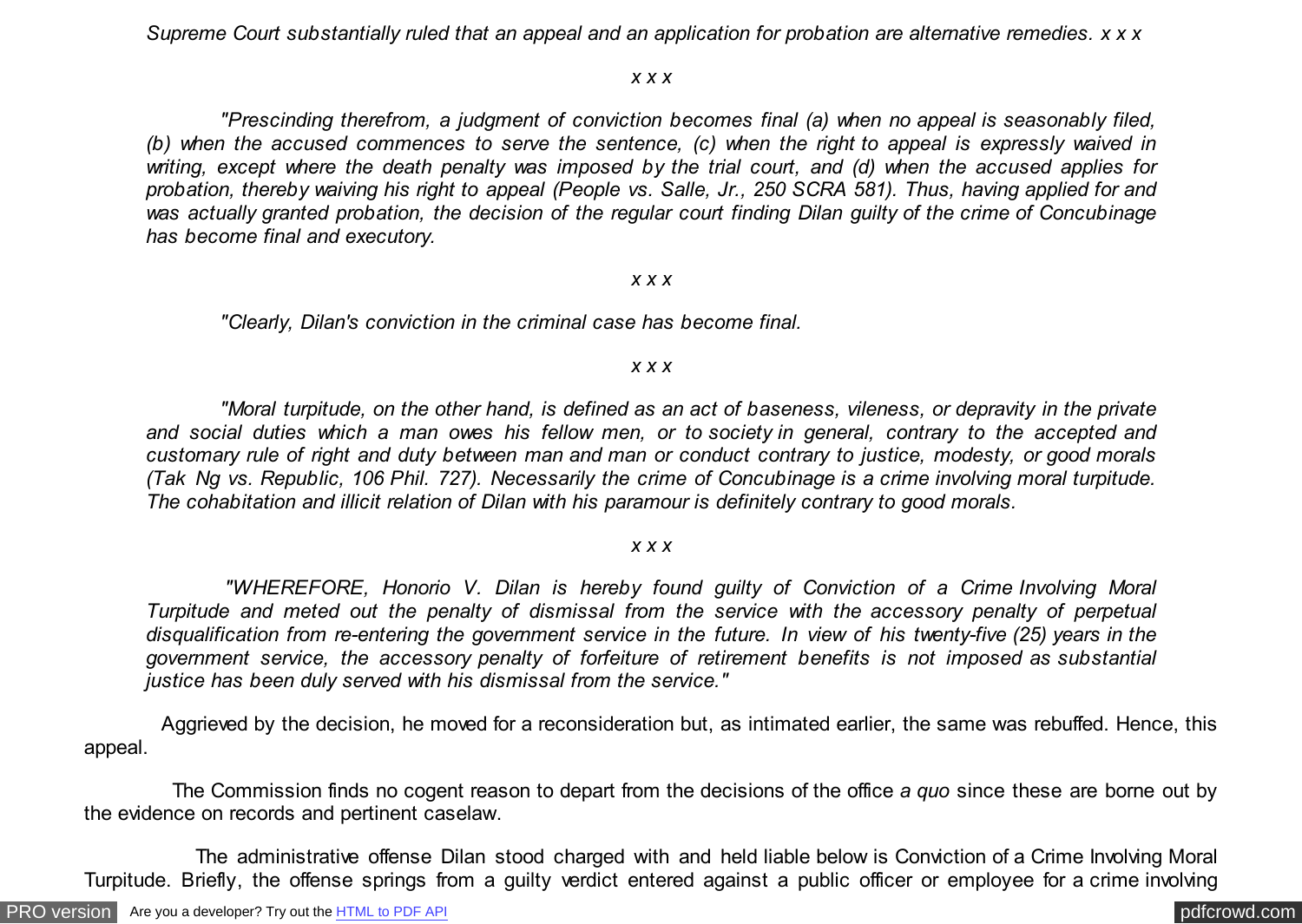*Supreme Court substantially ruled that an appeal and an application for probation are alternative remedies. x x x*

*x x x*

*"Prescinding therefrom, a judgment of conviction becomes final (a) when no appeal is seasonably filed, (b) when the accused commences to serve the sentence, (c) when the right to appeal is expressly waived in writing, except where the death penalty was imposed by the trial court, and (d) when the accused applies for probation, thereby waiving his right to appeal (People vs. Salle, Jr., 250 SCRA 581). Thus, having applied for and was actually granted probation, the decision of the regular court finding Dilan guilty of the crime of Concubinage has become final and executory.*

*x x x*

*"Clearly, Dilan's conviction in the criminal case has become final.*

*x x x*

*"Moral turpitude, on the other hand, is defined as an act of baseness, vileness, or depravity in the private and social duties which a man owes his fellow men, or to society in general, contrary to the accepted and customary rule of right and duty between man and man or conduct contrary to justice, modesty, or good morals (Tak Ng vs. Republic, 106 Phil. 727). Necessarily the crime of Concubinage is a crime involving moral turpitude. The cohabitation and illicit relation of Dilan with his paramour is definitely contrary to good morals.*

*x x x*

*"WHEREFORE, Honorio V. Dilan is hereby found guilty of Conviction of a Crime Involving Moral Turpitude and meted out the penalty of dismissal from the service with the accessory penalty of perpetual disqualification from re-entering the government service in the future. In view of his twenty-five (25) years in the government service, the accessory penalty of forfeiture of retirement benefits is not imposed as substantial justice has been duly served with his dismissal from the service."*

Aggrieved by the decision, he moved for a reconsideration but, as intimated earlier, the same was rebuffed. Hence, this appeal.

The Commission finds no cogent reason to depart from the decisions of the office *a quo* since these are borne out by the evidence on records and pertinent caselaw.

The administrative offense Dilan stood charged with and held liable below is Conviction of a Crime Involving Moral Turpitude. Briefly, the offense springs from a guilty verdict entered against a public officer or employee for a crime involving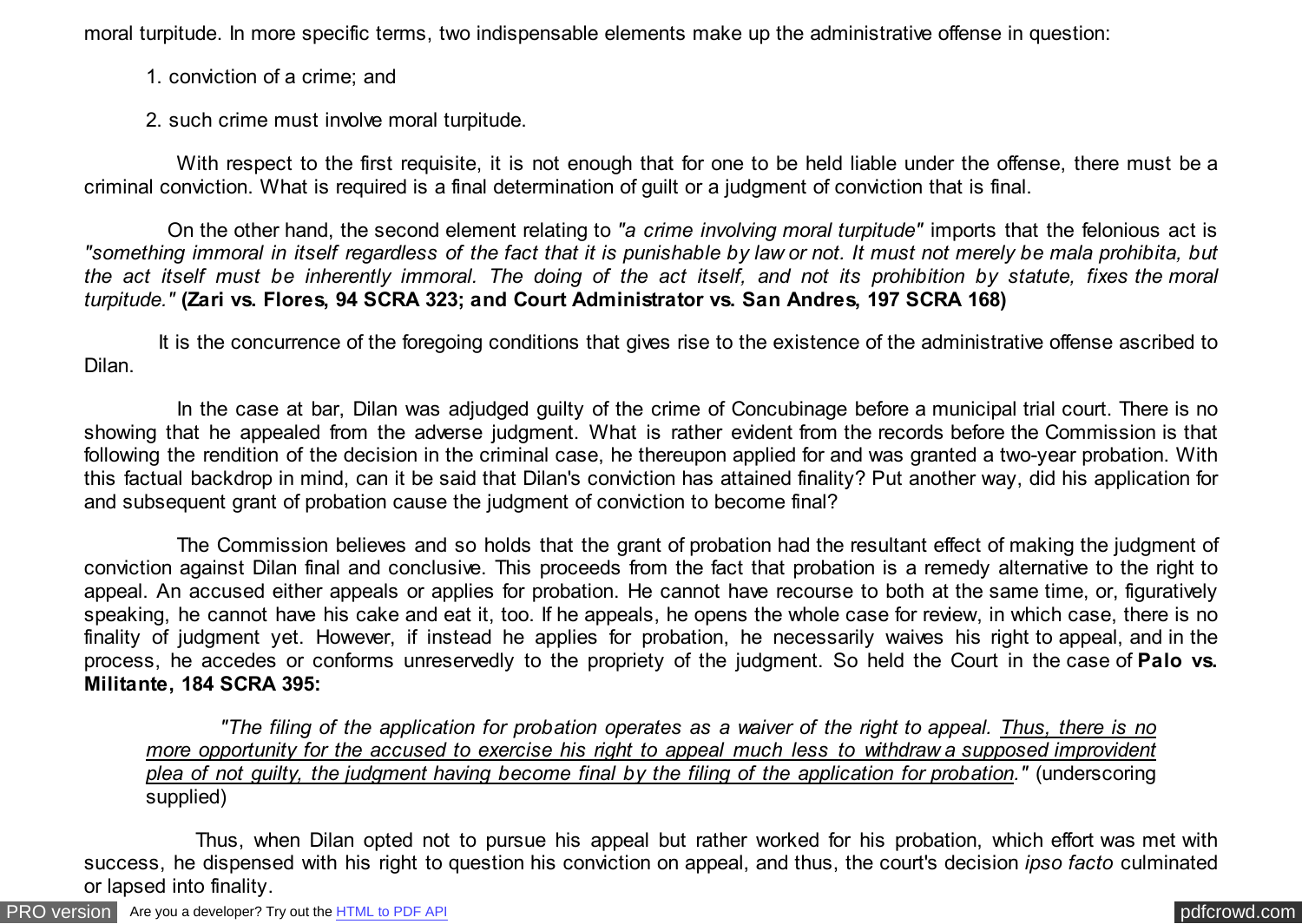moral turpitude. In more specific terms, two indispensable elements make up the administrative offense in question:

1. conviction of a crime; and

2. such crime must involve moral turpitude.

With respect to the first requisite, it is not enough that for one to be held liable under the offense, there must be a criminal conviction. What is required is a final determination of guilt or a judgment of conviction that is final.

On the other hand, the second element relating to *"a crime involving moral turpitude"* imports that the felonious act is *"something immoral in itself regardless of the fact that it is punishable by law or not. It must not merely be mala prohibita, but the act itself must be inherently immoral. The doing of the act itself, and not its prohibition by statute, fixes the moral turpitude."* **(Zari vs. Flores, 94 SCRA 323; and Court Administrator vs. San Andres, 197 SCRA 168)**

It is the concurrence of the foregoing conditions that gives rise to the existence of the administrative offense ascribed to Dilan.

In the case at bar, Dilan was adjudged guilty of the crime of Concubinage before a municipal trial court. There is no showing that he appealed from the adverse judgment. What is rather evident from the records before the Commission is that following the rendition of the decision in the criminal case, he thereupon applied for and was granted a two-year probation. With this factual backdrop in mind, can it be said that Dilan's conviction has attained finality? Put another way, did his application for and subsequent grant of probation cause the judgment of conviction to become final?

The Commission believes and so holds that the grant of probation had the resultant effect of making the judgment of conviction against Dilan final and conclusive. This proceeds from the fact that probation is a remedy alternative to the right to appeal. An accused either appeals or applies for probation. He cannot have recourse to both at the same time, or, figuratively speaking, he cannot have his cake and eat it, too. If he appeals, he opens the whole case for review, in which case, there is no finality of judgment yet. However, if instead he applies for probation, he necessarily waives his right to appeal, and in the process, he accedes or conforms unreservedly to the propriety of the judgment. So held the Court in the case of **Palo vs. Militante, 184 SCRA 395:**

> *"The filing of the application for probation operates as a waiver of the right to appeal. Thus, there is no more opportunity for the accused to exercise his right to appeal much less to withdraw a supposed improvident plea of not guilty, the judgment having become final by the filing of the application for probation."* (underscoring supplied)

Thus, when Dilan opted not to pursue his appeal but rather worked for his probation, which effort was met with success, he dispensed with his right to question his conviction on appeal, and thus, the court's decision *ipso facto* culminated or lapsed into finality.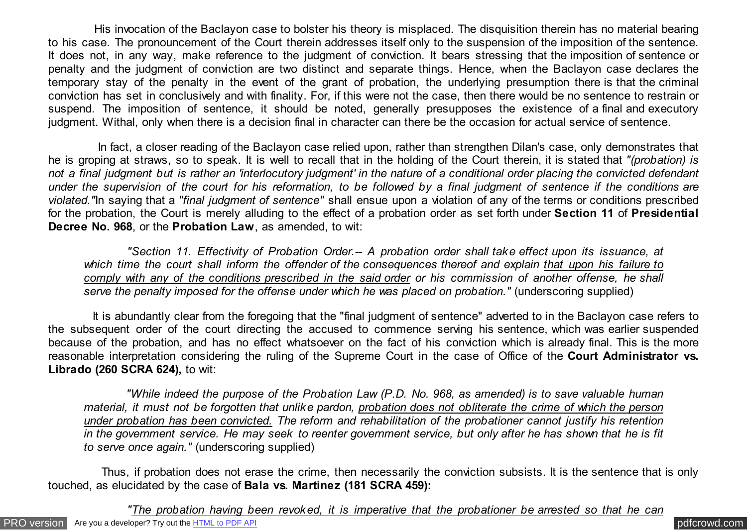His invocation of the Baclayon case to bolster his theory is misplaced. The disquisition therein has no material bearing to his case. The pronouncement of the Court therein addresses itself only to the suspension of the imposition of the sentence. It does not, in any way, make reference to the judgment of conviction. It bears stressing that the imposition of sentence or penalty and the judgment of conviction are two distinct and separate things. Hence, when the Baclayon case declares the temporary stay of the penalty in the event of the grant of probation, the underlying presumption there is that the criminal conviction has set in conclusively and with finality. For, if this were not the case, then there would be no sentence to restrain or suspend. The imposition of sentence, it should be noted, generally presupposes the existence of a final and executory judgment. Withal, only when there is a decision final in character can there be the occasion for actual service of sentence.

In fact, a closer reading of the Baclayon case relied upon, rather than strengthen Dilan's case, only demonstrates that he is groping at straws, so to speak. It is well to recall that in the holding of the Court therein, it is stated that *"(probation) is not a final judgment but is rather an 'interlocutory judgment' in the nature of a conditional order placing the convicted defendant under the supervision of the court for his reformation, to be followed by a final judgment of sentence if the conditions are violated."* In saying that a *"final judgment of sentence"* shall ensue upon a violation of any of the terms or conditions prescribed for the probation, the Court is merely alluding to the effect of a probation order as set forth under **Section 11** of **Presidential Decree No. 968**, or the **Probation Law**, as amended, to wit:

> *"Section 11. Effectivity of Probation Order.-- A probation order shall take effect upon its issuance, at which time the court shall inform the offender of the consequences thereof and explain <u>that upon his failure to comply with any of the conditions prescribed in the said order</u> or his commission of another offense, he shall serve the penalty imposed for the offense under which he was placed on probation."* (underscoring supplied)

It is abundantly clear from the foregoing that the "final judgment of sentence" adverted to in the Baclayon case refers to the subsequent order of the court directing the accused to commence serving his sentence, which was earlier suspended because of the probation, and has no effect whatsoever on the fact of his conviction which is already final. This is the more reasonable interpretation considering the ruling of the Supreme Court in the case of Office of the **Court Administrator vs. Librado (260 SCRA 624),** to wit:

> *"While indeed the purpose of the Probation Law (P.D. No. 968, as amended) is to save valuable human material, it must not be forgotten that unlike pardon, <u>probation does not obliterate the crime of which the person under probation has been convicted.</u> The reform and rehabilitation of the probationer cannot justify his retention in the government service. He may seek to reenter government service, but only after he has shown that he is fit to serve once again."* (underscoring supplied)

Thus, if probation does not erase the crime, then necessarily the conviction subsists. It is the sentence that is only touched, as elucidated by the case of **Bala vs. Martinez (181 SCRA 459):**

> *"<u>The probation having been revoked, it is imperative that the probationer be arrested so that he can</u>*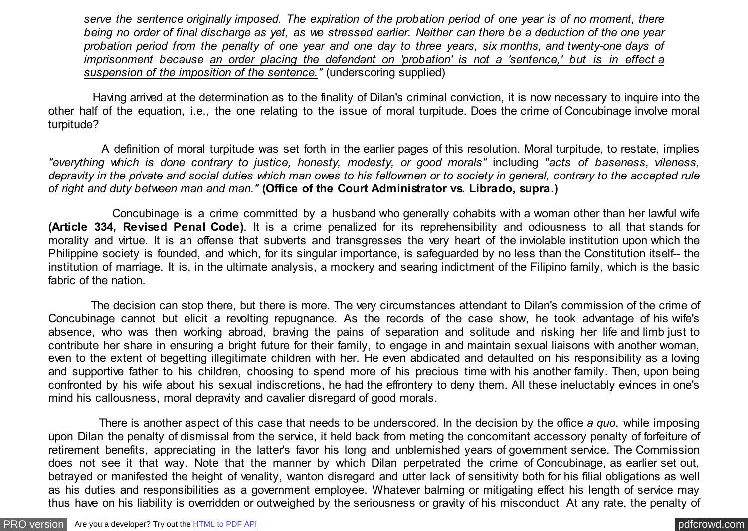*<u>serve the sentence originally imposed</u>. The expiration of the probation period of one year is of no moment, there being no order of final discharge as yet, as we stressed earlier. Neither can there be a deduction of the one year probation period from the penalty of one year and one day to three years, six months, and twenty-one days of imprisonment because <u>an order placing the defendant on 'probation' is not a 'sentence,' but is in effect a suspension of the imposition of the sentence.</u>"* (underscoring supplied)

Having arrived at the determination as to the finality of Dilan's criminal conviction, it is now necessary to inquire into the other half of the equation, i.e., the one relating to the issue of moral turpitude. Does the crime of Concubinage involve moral turpitude?

A definition of moral turpitude was set forth in the earlier pages of this resolution. Moral turpitude, to restate, implies *"everything which is done contrary to justice, honesty, modesty, or good morals"* including *"acts of baseness, vileness, depravity in the private and social duties which man owes to his fellowmen or to society in general, contrary to the accepted rule of right and duty between man and man."* **(Office of the Court Administrator vs. Librado, supra.)**

Concubinage is a crime committed by a husband who generally cohabits with a woman other than her lawful wife **(Article 334, Revised Penal Code)**. It is a crime penalized for its reprehensibility and odiousness to all that stands for morality and virtue. It is an offense that subverts and transgresses the very heart of the inviolable institution upon which the Philippine society is founded, and which, for its singular importance, is safeguarded by no less than the Constitution itself-- the institution of marriage. It is, in the ultimate analysis, a mockery and searing indictment of the Filipino family, which is the basic fabric of the nation.

The decision can stop there, but there is more. The very circumstances attendant to Dilan's commission of the crime of Concubinage cannot but elicit a revolting repugnance. As the records of the case show, he took advantage of his wife's absence, who was then working abroad, braving the pains of separation and solitude and risking her life and limb just to contribute her share in ensuring a bright future for their family, to engage in and maintain sexual liaisons with another woman, even to the extent of begetting illegitimate children with her. He even abdicated and defaulted on his responsibility as a loving and supportive father to his children, choosing to spend more of his precious time with his another family. Then, upon being confronted by his wife about his sexual indiscretions, he had the effrontery to deny them. All these ineluctably evinces in one's mind his callousness, moral depravity and cavalier disregard of good morals.

There is another aspect of this case that needs to be underscored. In the decision by the office *a quo*, while imposing upon Dilan the penalty of dismissal from the service, it held back from meting the concomitant accessory penalty of forfeiture of retirement benefits, appreciating in the latter's favor his long and unblemished years of government service. The Commission does not see it that way. Note that the manner by which Dilan perpetrated the crime of Concubinage, as earlier set out, betrayed or manifested the height of venality, wanton disregard and utter lack of sensitivity both for his filial obligations as well as his duties and responsibilities as a government employee. Whatever balming or mitigating effect his length of service may thus have on his liability is overridden or outweighed by the seriousness or gravity of his misconduct. At any rate, the penalty of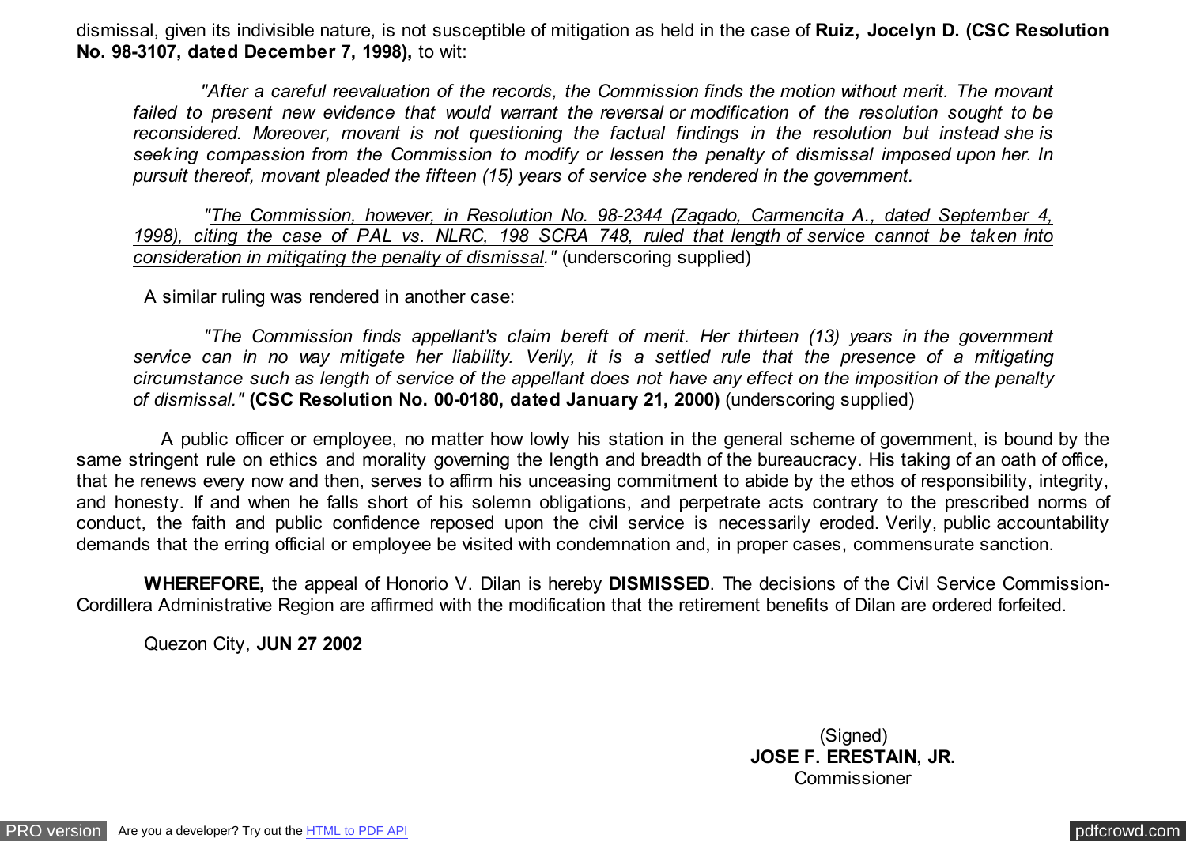dismissal, given its indivisible nature, is not susceptible of mitigation as held in the case of **Ruiz, Jocelyn D. (CSC Resolution No. 98-3107, dated December 7, 1998),** to wit:

> *"After a careful reevaluation of the records, the Commission finds the motion without merit. The movant failed to present new evidence that would warrant the reversal or modification of the resolution sought to be reconsidered. Moreover, movant is not questioning the factual findings in the resolution but instead she is seeking compassion from the Commission to modify or lessen the penalty of dismissal imposed upon her. In pursuit thereof, movant pleaded the fifteen (15) years of service she rendered in the government.*
>
> *"<u>The Commission, however, in Resolution No. 98-2344 (Zagado, Carmencita A., dated September 4, 1998), citing the case of PAL vs. NLRC, 198 SCRA 748, ruled that length of service cannot be taken into consideration in mitigating the penalty of dismissal</u>."* (underscoring supplied)

A similar ruling was rendered in another case:

> *"The Commission finds appellant's claim bereft of merit. Her thirteen (13) years in the government service can in no way mitigate her liability. Verily, it is a settled rule that the presence of a mitigating circumstance such as length of service of the appellant does not have any effect on the imposition of the penalty of dismissal."* **(CSC Resolution No. 00-0180, dated January 21, 2000)** (underscoring supplied)

A public officer or employee, no matter how lowly his station in the general scheme of government, is bound by the same stringent rule on ethics and morality governing the length and breadth of the bureaucracy. His taking of an oath of office, that he renews every now and then, serves to affirm his unceasing commitment to abide by the ethos of responsibility, integrity, and honesty. If and when he falls short of his solemn obligations, and perpetrate acts contrary to the prescribed norms of conduct, the faith and public confidence reposed upon the civil service is necessarily eroded. Verily, public accountability demands that the erring official or employee be visited with condemnation and, in proper cases, commensurate sanction.

**WHEREFORE,** the appeal of Honorio V. Dilan is hereby **DISMISSED**. The decisions of the Civil Service Commission-Cordillera Administrative Region are affirmed with the modification that the retirement benefits of Dilan are ordered forfeited.

Quezon City, **JUN 27 2002**

(Signed)
**JOSE F. ERESTAIN, JR.**
Commissioner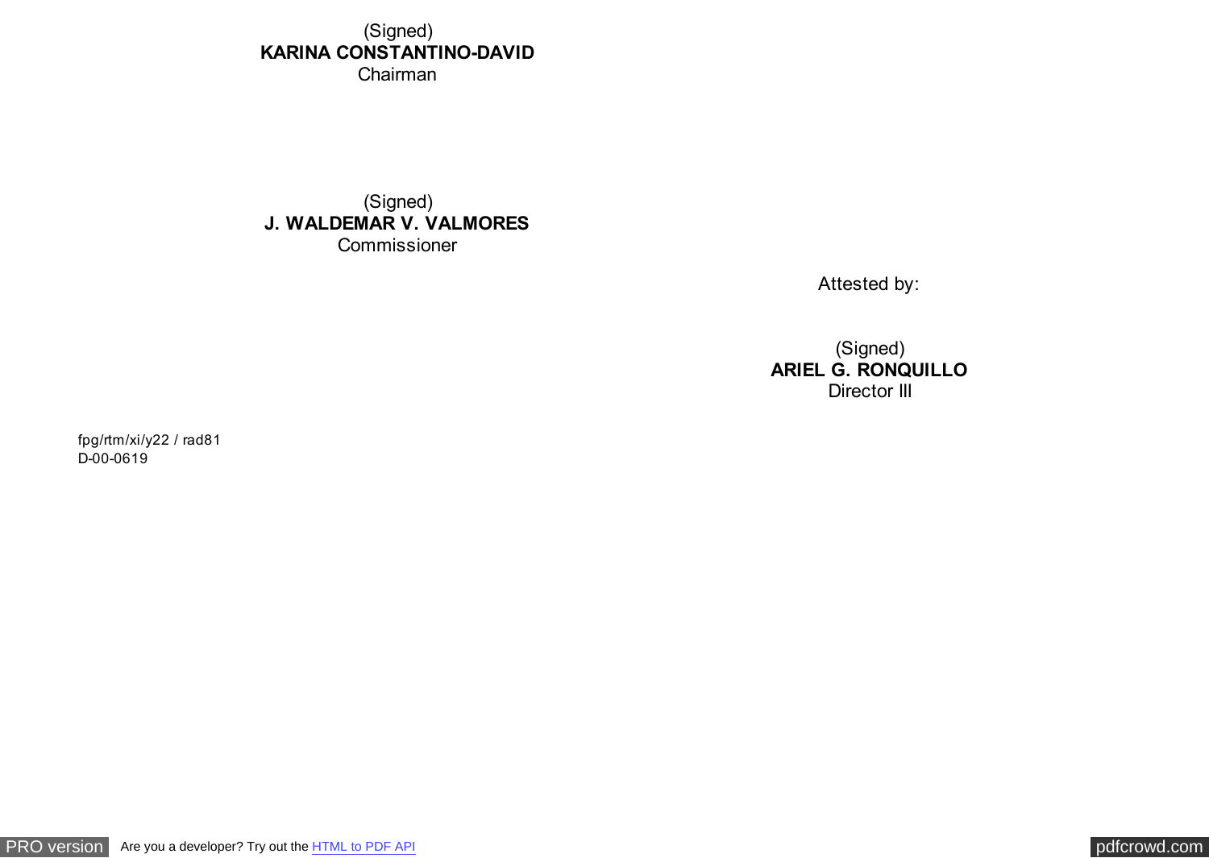(Signed)
**KARINA CONSTANTINO-DAVID**
Chairman

(Signed)
**J. WALDEMAR V. VALMORES**
Commissioner

Attested by:

(Signed)
**ARIEL G. RONQUILLO**
Director III

fpg/rtm/xi/y22 / rad81
D-00-0619